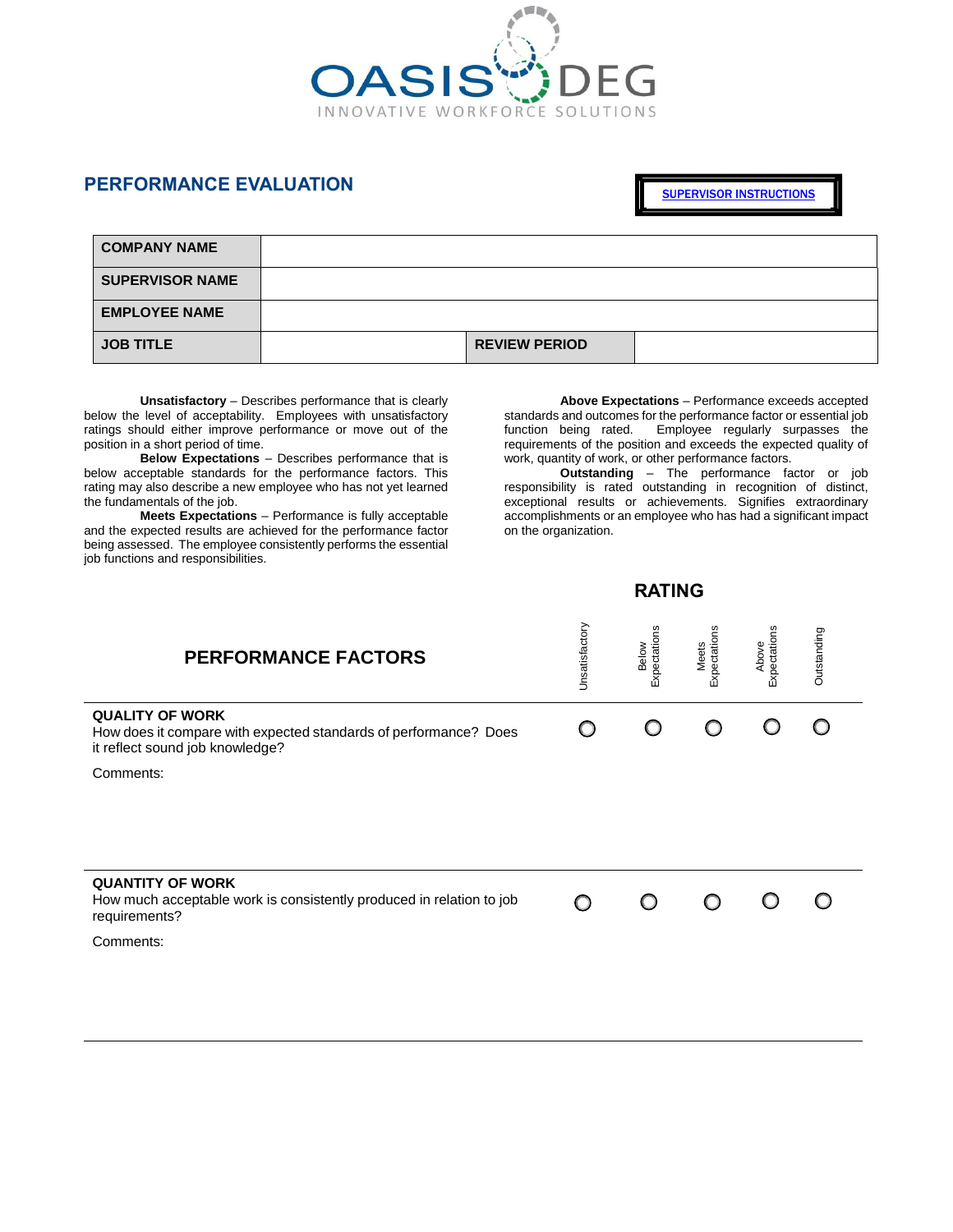OASIS DEG
INNOVATIVE WORKFORCE SOLUTIONS

# PERFORMANCE EVALUATION

SUPERVISOR INSTRUCTIONS

| COMPANY NAME | | | |
|---|---|---|---|
| SUPERVISOR NAME | | | |
| EMPLOYEE NAME | | | |
| JOB TITLE | | REVIEW PERIOD | |

**Unsatisfactory** – Describes performance that is clearly below the level of acceptability. Employees with unsatisfactory ratings should either improve performance or move out of the position in a short period of time.

**Below Expectations** – Describes performance that is below acceptable standards for the performance factors. This rating may also describe a new employee who has not yet learned the fundamentals of the job.

**Meets Expectations** – Performance is fully acceptable and the expected results are achieved for the performance factor being assessed. The employee consistently performs the essential job functions and responsibilities.

**Above Expectations** – Performance exceeds accepted standards and outcomes for the performance factor or essential job function being rated. Employee regularly surpasses the requirements of the position and exceeds the expected quality of work, quantity of work, or other performance factors.

**Outstanding** – The performance factor or job responsibility is rated outstanding in recognition of distinct, exceptional results or achievements. Signifies extraordinary accomplishments or an employee who has had a significant impact on the organization.

## RATING

| PERFORMANCE FACTORS | Unsatisfactory | Below Expectations | Meets Expectations | Above Expectations | Outstanding |
|---|---|---|---|---|---|
| **QUALITY OF WORK**<br>How does it compare with expected standards of performance? Does it reflect sound job knowledge?<br><br>Comments: | ○ | ○ | ○ | ○ | ○ |
| **QUANTITY OF WORK**<br>How much acceptable work is consistently produced in relation to job requirements?<br><br>Comments: | ○ | ○ | ○ | ○ | ○ |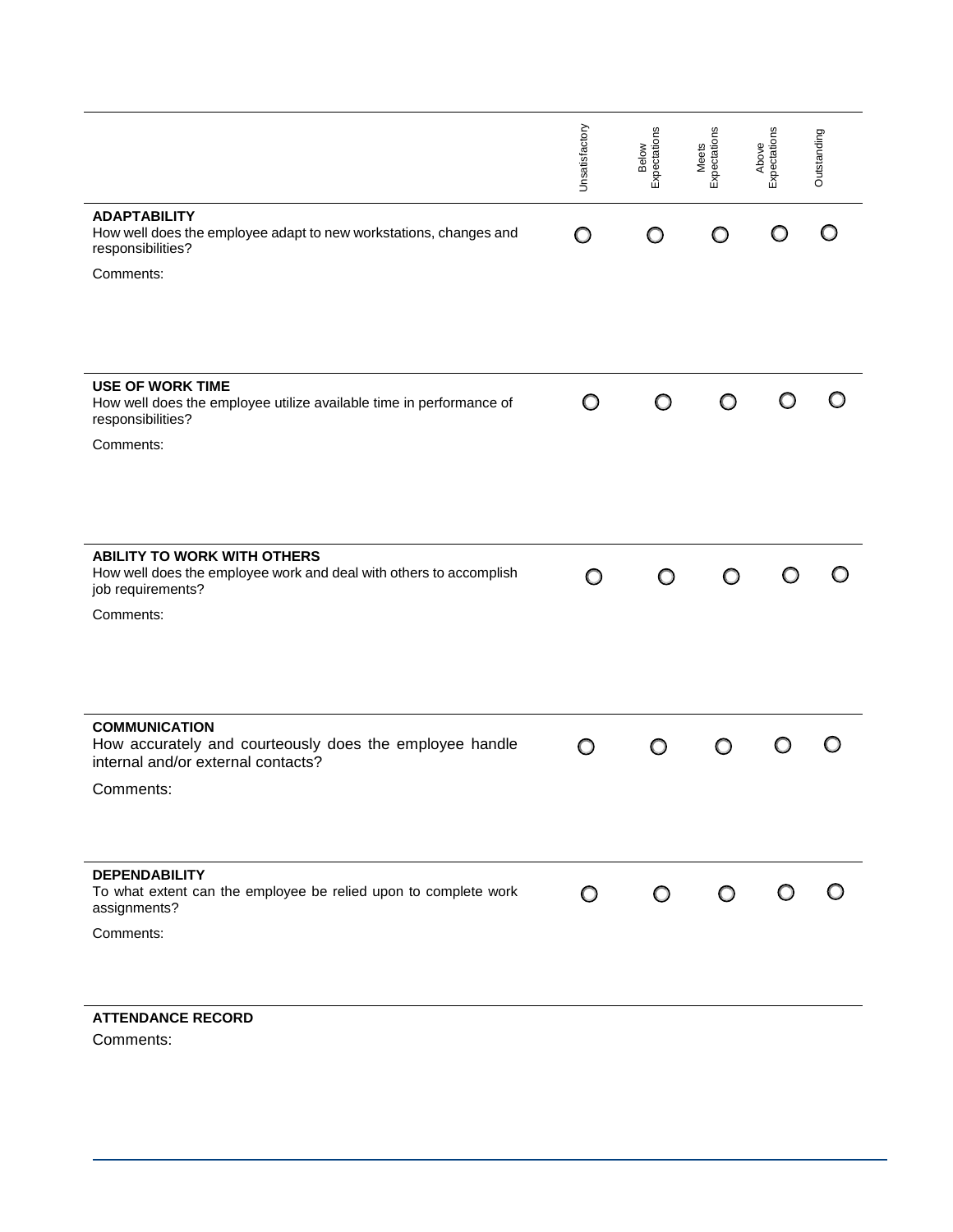| | Unsatisfactory | Below Expectations | Meets Expectations | Above Expectations | Outstanding |
|---|---|---|---|---|---|
| **ADAPTABILITY**<br>How well does the employee adapt to new workstations, changes and responsibilities? | ◯ | ◯ | ◯ | ◯ | ◯ |
| Comments: | | | | | |
| **USE OF WORK TIME**<br>How well does the employee utilize available time in performance of responsibilities? | ◯ | ◯ | ◯ | ◯ | ◯ |
| Comments: | | | | | |
| **ABILITY TO WORK WITH OTHERS**<br>How well does the employee work and deal with others to accomplish job requirements? | ◯ | ◯ | ◯ | ◯ | ◯ |
| Comments: | | | | | |
| **COMMUNICATION**<br>How accurately and courteously does the employee handle internal and/or external contacts? | ◯ | ◯ | ◯ | ◯ | ◯ |
| Comments: | | | | | |
| **DEPENDABILITY**<br>To what extent can the employee be relied upon to complete work assignments? | ◯ | ◯ | ◯ | ◯ | ◯ |
| Comments: | | | | | |

**ATTENDANCE RECORD**

Comments: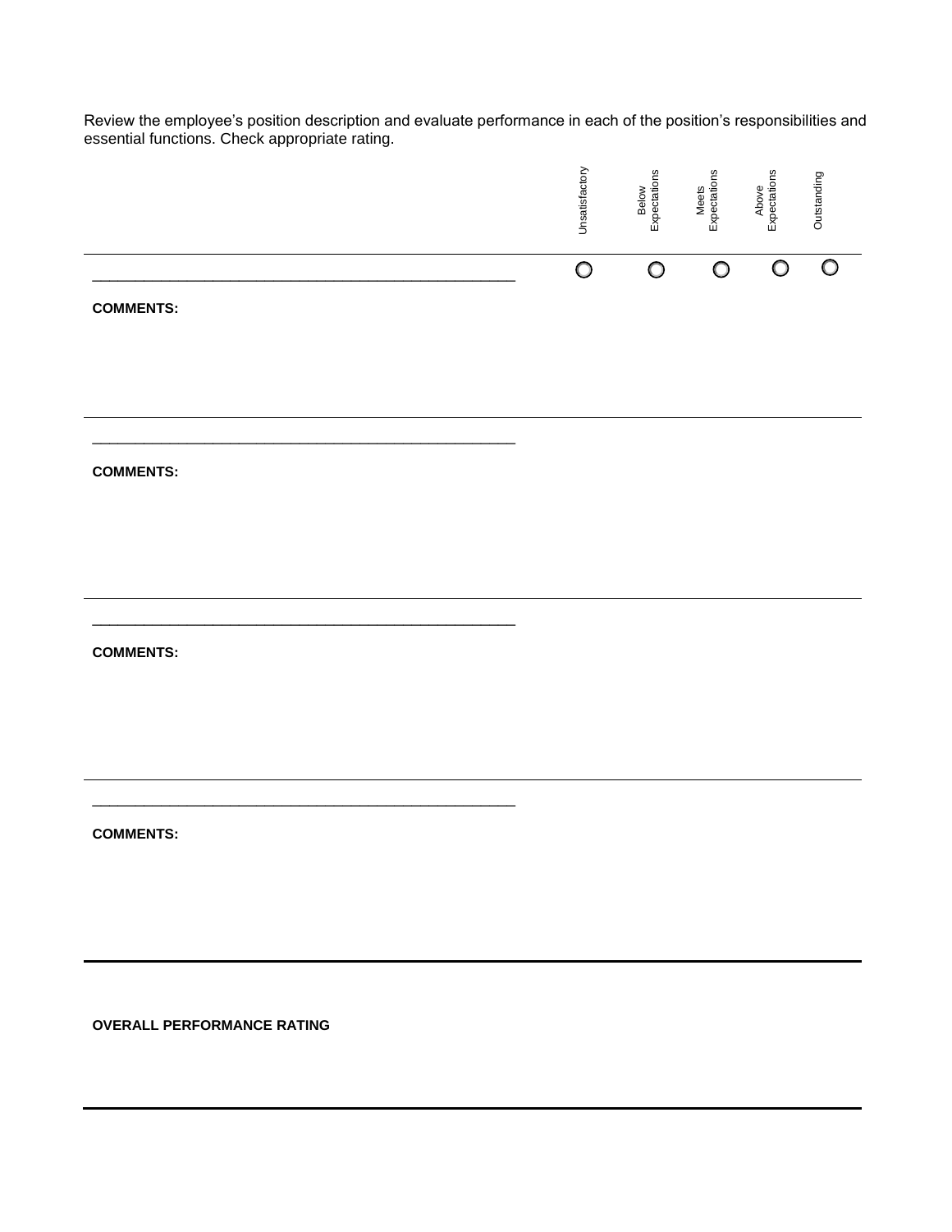Review the employee's position description and evaluate performance in each of the position's responsibilities and essential functions. Check appropriate rating.

| | Unsatisfactory | Below Expectations | Meets Expectations | Above Expectations | Outstanding |
|---|---|---|---|---|---|
| _______________________________________________ | ○ | ○ | ○ | ○ | ○ |

**COMMENTS:**

---

_______________________________________________

**COMMENTS:**

---

_______________________________________________

**COMMENTS:**

---

_______________________________________________

**COMMENTS:**

---

**OVERALL PERFORMANCE RATING**

---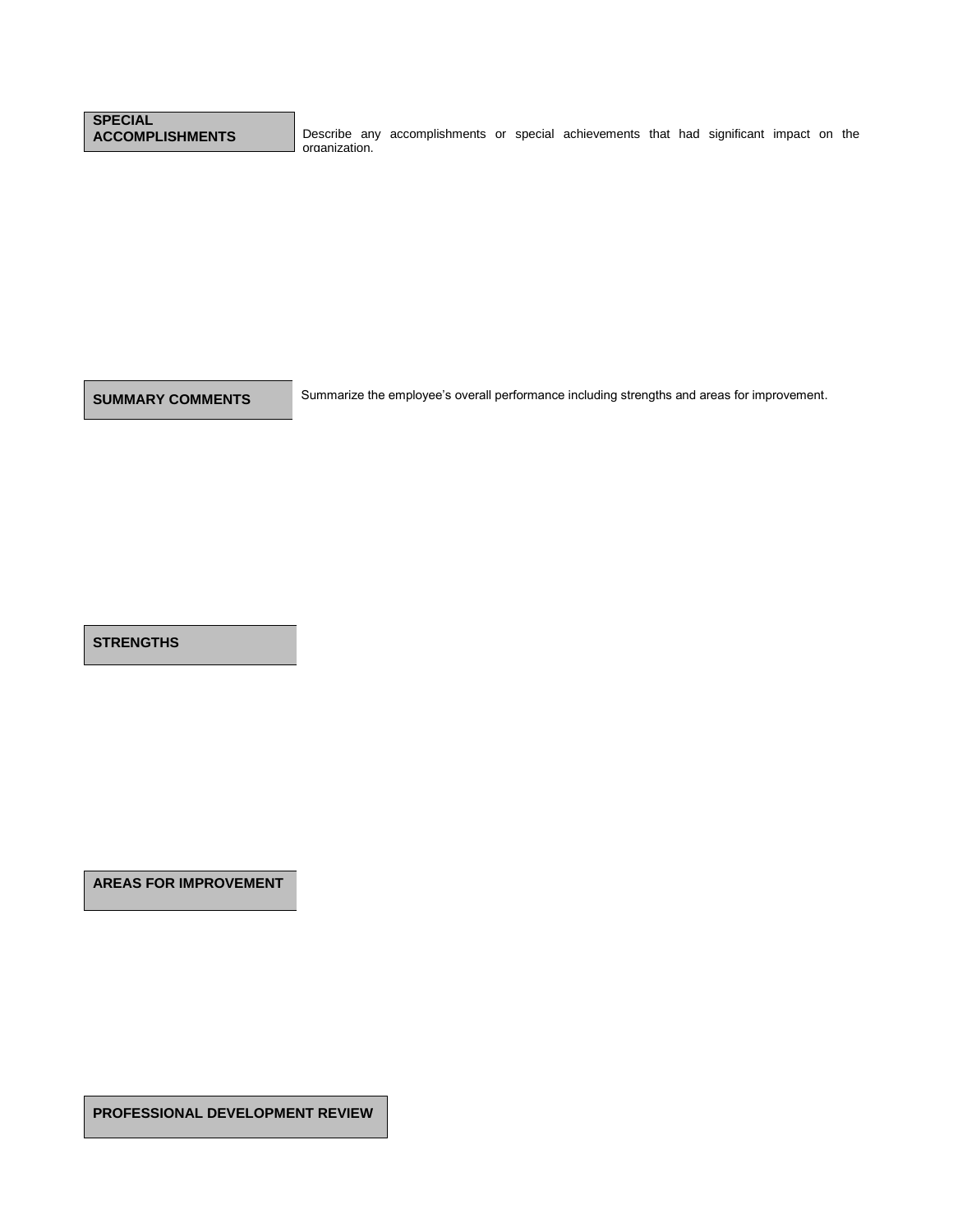## SPECIAL ACCOMPLISHMENTS

Describe any accomplishments or special achievements that had significant impact on the organization.

## SUMMARY COMMENTS

Summarize the employee's overall performance including strengths and areas for improvement.

## STRENGTHS

## AREAS FOR IMPROVEMENT

## PROFESSIONAL DEVELOPMENT REVIEW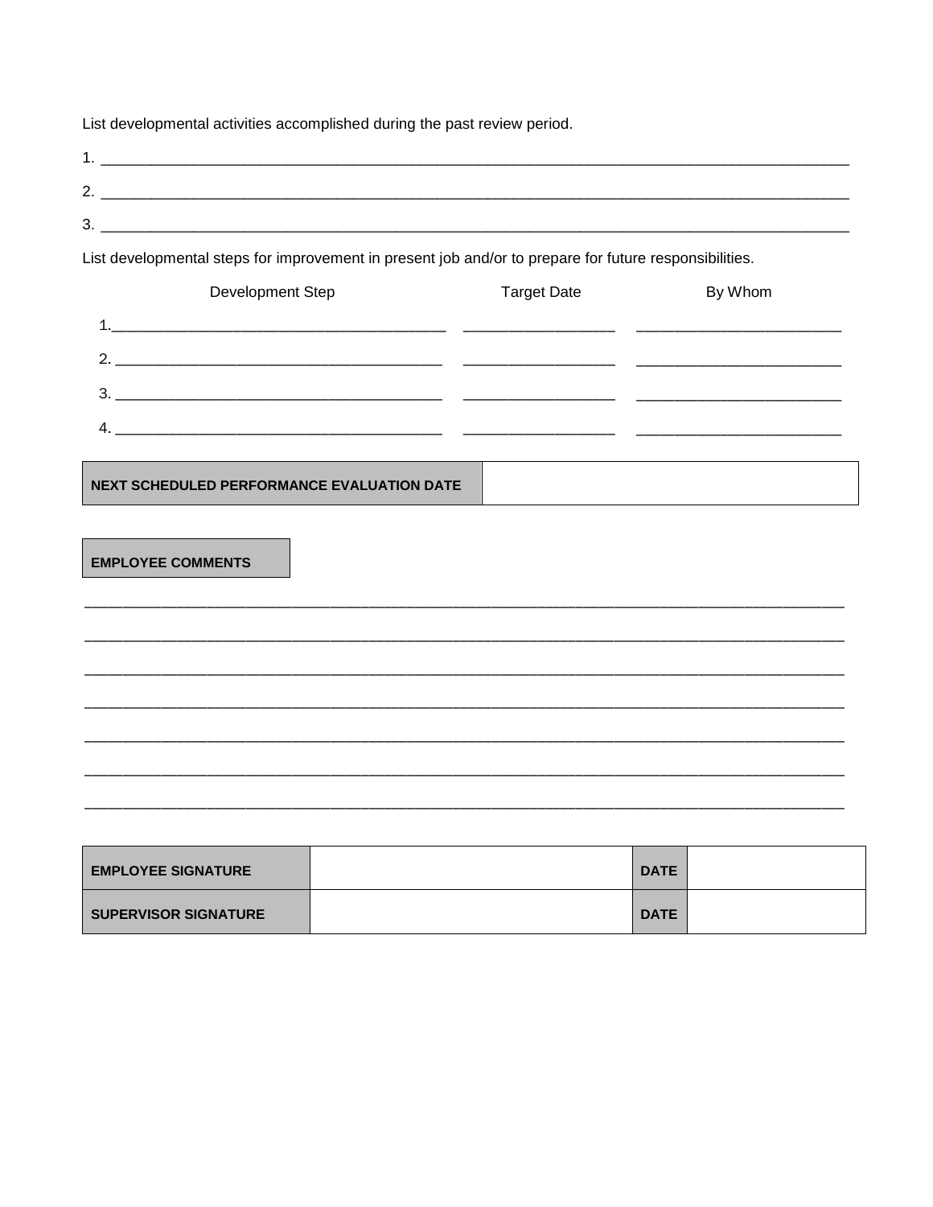List developmental activities accomplished during the past review period.

1. ______________________________________________________________________________

2. ______________________________________________________________________________

3. ______________________________________________________________________________

List developmental steps for improvement in present job and/or to prepare for future responsibilities.

| Development Step | Target Date | By Whom |
| --- | --- | --- |
| 1.____________________________________ | ________________ | _____________________ |
| 2. ___________________________________ | ________________ | _____________________ |
| 3. ___________________________________ | ________________ | _____________________ |
| 4. ___________________________________ | ________________ | _____________________ |

| | |
| --- | --- |
| **NEXT SCHEDULED PERFORMANCE EVALUATION DATE** | |

| |
| --- |
| **EMPLOYEE COMMENTS** |

________________________________________________________________________________

________________________________________________________________________________

________________________________________________________________________________

________________________________________________________________________________

________________________________________________________________________________

________________________________________________________________________________

________________________________________________________________________________

| | | | |
| --- | --- | --- | --- |
| **EMPLOYEE SIGNATURE** | | **DATE** | |
| **SUPERVISOR SIGNATURE** | | **DATE** | |